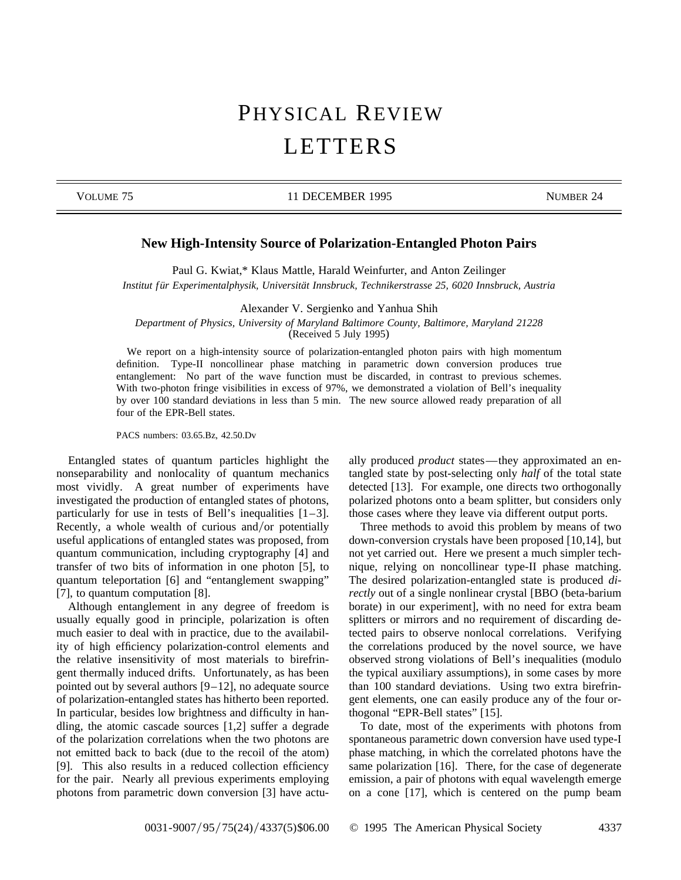# New High-Intensity Source of Polarization-Entangled Photon Pairs

Paul G. Kwiat,* Klaus Mattle, Harald Weinfurter, and Anton Zeilinger

*Institut für Experimentalphysik, Universität Innsbruck, Technikerstrasse 25, 6020 Innsbruck, Austria*

Alexander V. Sergienko and Yanhua Shih

*Department of Physics, University of Maryland Baltimore County, Baltimore, Maryland 21228*

(Received 5 July 1995)

We report on a high-intensity source of polarization-entangled photon pairs with high momentum definition. Type-II noncollinear phase matching in parametric down conversion produces true entanglement: No part of the wave function must be discarded, in contrast to previous schemes. With two-photon fringe visibilities in excess of 97%, we demonstrated a violation of Bell's inequality by over 100 standard deviations in less than 5 min. The new source allowed ready preparation of all four of the EPR-Bell states.

PACS numbers: 03.65.Bz, 42.50.Dv

Entangled states of quantum particles highlight the nonseparability and nonlocality of quantum mechanics most vividly. A great number of experiments have investigated the production of entangled states of photons, particularly for use in tests of Bell's inequalities [1–3]. Recently, a whole wealth of curious and/or potentially useful applications of entangled states was proposed, from quantum communication, including cryptography [4] and transfer of two bits of information in one photon [5], to quantum teleportation [6] and "entanglement swapping" [7], to quantum computation [8].

Although entanglement in any degree of freedom is usually equally good in principle, polarization is often much easier to deal with in practice, due to the availability of high efficiency polarization-control elements and the relative insensitivity of most materials to birefringent thermally induced drifts. Unfortunately, as has been pointed out by several authors [9–12], no adequate source of polarization-entangled states has hitherto been reported. In particular, besides low brightness and difficulty in handling, the atomic cascade sources [1,2] suffer a degrade of the polarization correlations when the two photons are not emitted back to back (due to the recoil of the atom) [9]. This also results in a reduced collection efficiency for the pair. Nearly all previous experiments employing photons from parametric down conversion [3] have actually produced *product* states—they approximated an entangled state by post-selecting only *half* of the total state detected [13]. For example, one directs two orthogonally polarized photons onto a beam splitter, but considers only those cases where they leave via different output ports.

Three methods to avoid this problem by means of two down-conversion crystals have been proposed [10,14], but not yet carried out. Here we present a much simpler technique, relying on noncollinear type-II phase matching. The desired polarization-entangled state is produced *directly* out of a single nonlinear crystal [BBO (beta-barium borate) in our experiment], with no need for extra beam splitters or mirrors and no requirement of discarding detected pairs to observe nonlocal correlations. Verifying the correlations produced by the novel source, we have observed strong violations of Bell's inequalities (modulo the typical auxiliary assumptions), in some cases by more than 100 standard deviations. Using two extra birefringent elements, one can easily produce any of the four orthogonal "EPR-Bell states" [15].

To date, most of the experiments with photons from spontaneous parametric down conversion have used type-I phase matching, in which the correlated photons have the same polarization [16]. There, for the case of degenerate emission, a pair of photons with equal wavelength emerge on a cone [17], which is centered on the pump beam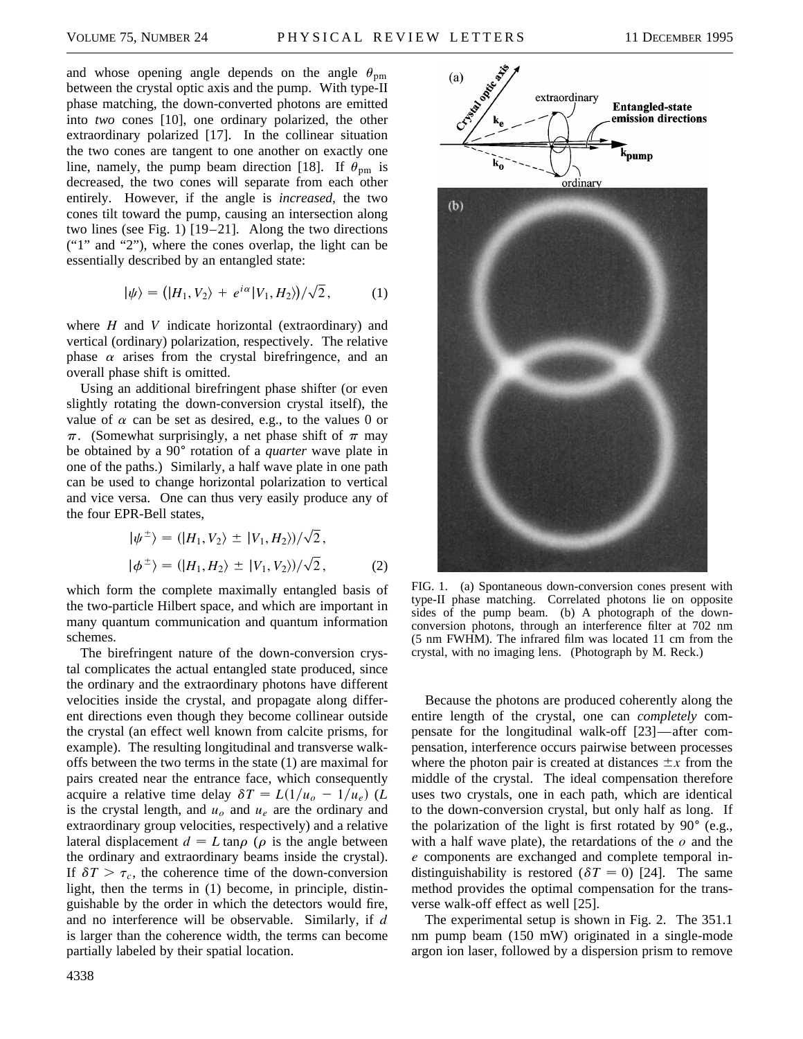and whose opening angle depends on the angle $\theta_{\text{pm}}$ between the crystal optic axis and the pump. With type-II phase matching, the down-converted photons are emitted into *two* cones [10], one ordinary polarized, the other extraordinary polarized [17]. In the collinear situation the two cones are tangent to one another on exactly one line, namely, the pump beam direction [18]. If $\theta_{\text{pm}}$ is decreased, the two cones will separate from each other entirely. However, if the angle is *increased*, the two cones tilt toward the pump, causing an intersection along two lines (see Fig. 1) [19–21]. Along the two directions ("1" and "2"), where the cones overlap, the light can be essentially described by an entangled state:

$$|\psi\rangle = \left(|H_1, V_2\rangle + e^{i\alpha}|V_1, H_2\rangle\right)/\sqrt{2}, \qquad (1)$$

where $H$ and $V$ indicate horizontal (extraordinary) and vertical (ordinary) polarization, respectively. The relative phase $\alpha$ arises from the crystal birefringence, and an overall phase shift is omitted.

Using an additional birefringent phase shifter (or even slightly rotating the down-conversion crystal itself), the value of $\alpha$ can be set as desired, e.g., to the values 0 or $\pi$. (Somewhat surprisingly, a net phase shift of $\pi$ may be obtained by a 90° rotation of a *quarter* wave plate in one of the paths.) Similarly, a half wave plate in one path can be used to change horizontal polarization to vertical and vice versa. One can thus very easily produce any of the four EPR-Bell states,

$$|\psi^{\pm}\rangle = (|H_1, V_2\rangle \pm |V_1, H_2\rangle)/\sqrt{2},$$
$$|\phi^{\pm}\rangle = (|H_1, H_2\rangle \pm |V_1, V_2\rangle)/\sqrt{2}, \qquad (2)$$

which form the complete maximally entangled basis of the two-particle Hilbert space, and which are important in many quantum communication and quantum information schemes.

The birefringent nature of the down-conversion crystal complicates the actual entangled state produced, since the ordinary and the extraordinary photons have different velocities inside the crystal, and propagate along different directions even though they become collinear outside the crystal (an effect well known from calcite prisms, for example). The resulting longitudinal and transverse walk-offs between the two terms in the state (1) are maximal for pairs created near the entrance face, which consequently acquire a relative time delay $\delta T = L(1/u_o - 1/u_e)$ ($L$ is the crystal length, and $u_o$ and $u_e$ are the ordinary and extraordinary group velocities, respectively) and a relative lateral displacement $d = L \tan\rho$ ($\rho$ is the angle between the ordinary and extraordinary beams inside the crystal). If $\delta T > \tau_c$, the coherence time of the down-conversion light, then the terms in (1) become, in principle, distinguishable by the order in which the detectors would fire, and no interference will be observable. Similarly, if $d$ is larger than the coherence width, the terms can become partially labeled by their spatial location.

(a)

Crystal optic axis

extraordinary

$\mathbf{k_e}$

$\mathbf{k_o}$

ordinary

Entangled-state emission directions

$\mathbf{k_{pump}}$

(b)

FIG. 1. (a) Spontaneous down-conversion cones present with type-II phase matching. Correlated photons lie on opposite sides of the pump beam. (b) A photograph of the down-conversion photons, through an interference filter at 702 nm (5 nm FWHM). The infrared film was located 11 cm from the crystal, with no imaging lens. (Photograph by M. Reck.)

Because the photons are produced coherently along the entire length of the crystal, one can *completely* compensate for the longitudinal walk-off [23]—after compensation, interference occurs pairwise between processes where the photon pair is created at distances $\pm x$ from the middle of the crystal. The ideal compensation therefore uses two crystals, one in each path, which are identical to the down-conversion crystal, but only half as long. If the polarization of the light is first rotated by 90° (e.g., with a half wave plate), the retardations of the $o$ and the $e$ components are exchanged and complete temporal indistinguishability is restored ($\delta T = 0$) [24]. The same method provides the optimal compensation for the transverse walk-off effect as well [25].

The experimental setup is shown in Fig. 2. The 351.1 nm pump beam (150 mW) originated in a single-mode argon ion laser, followed by a dispersion prism to remove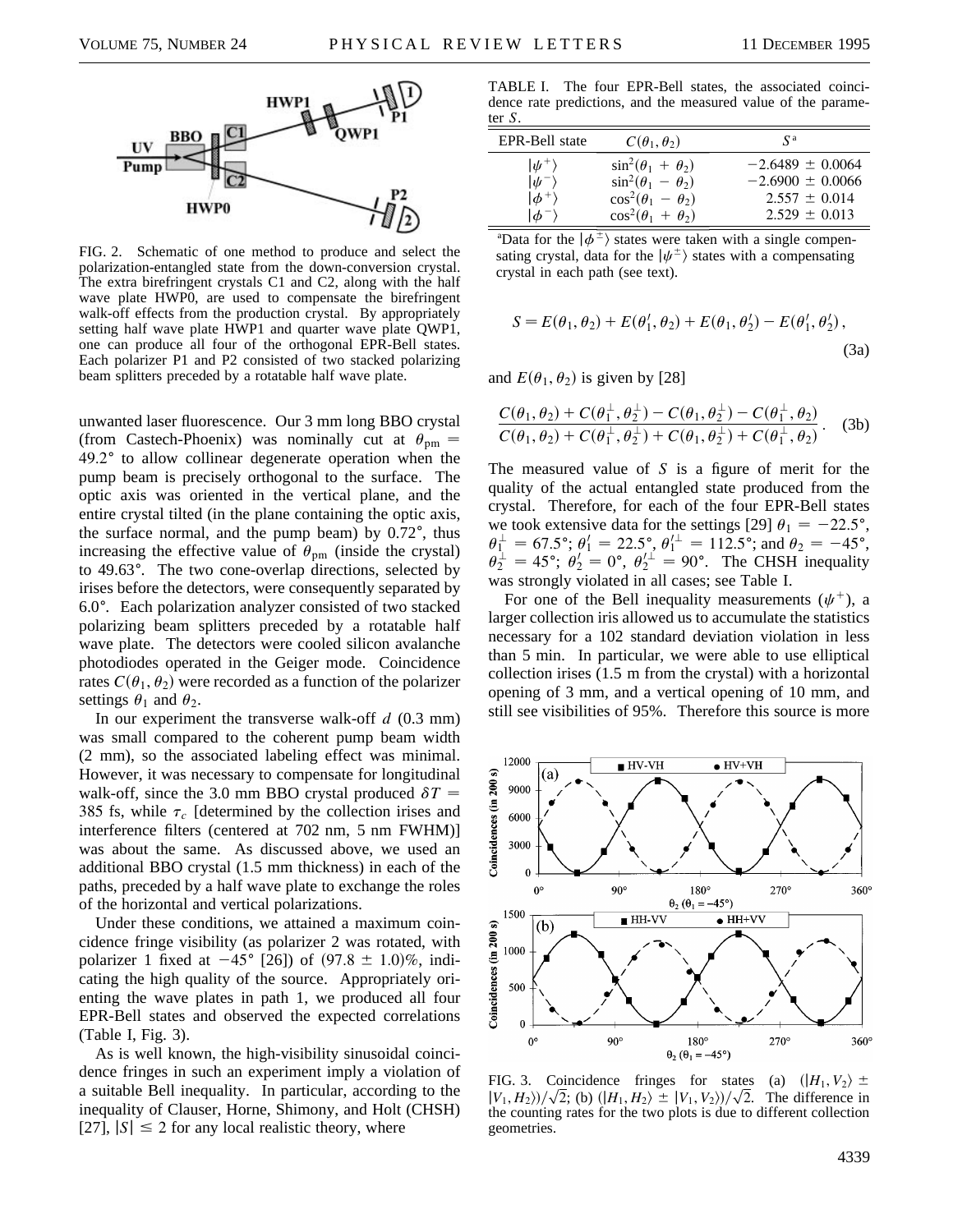HWP1

QWP1

P1

BBO

C1

UV Pump

C2

HWP0

P2

1

2

FIG. 2. Schematic of one method to produce and select the polarization-entangled state from the down-conversion crystal. The extra birefringent crystals C1 and C2, along with the half wave plate HWP0, are used to compensate the birefringent walk-off effects from the production crystal. By appropriately setting half wave plate HWP1 and quarter wave plate QWP1, one can produce all four of the orthogonal EPR-Bell states. Each polarizer P1 and P2 consisted of two stacked polarizing beam splitters preceded by a rotatable half wave plate.

unwanted laser fluorescence. Our 3 mm long BBO crystal (from Castech-Phoenix) was nominally cut at $\theta_{\text{pm}} = 49.2°$ to allow collinear degenerate operation when the pump beam is precisely orthogonal to the surface. The optic axis was oriented in the vertical plane, and the entire crystal tilted (in the plane containing the optic axis, the surface normal, and the pump beam) by 0.72°, thus increasing the effective value of $\theta_{\text{pm}}$ (inside the crystal) to 49.63°. The two cone-overlap directions, selected by irises before the detectors, were consequently separated by 6.0°. Each polarization analyzer consisted of two stacked polarizing beam splitters preceded by a rotatable half wave plate. The detectors were cooled silicon avalanche photodiodes operated in the Geiger mode. Coincidence rates $C(\theta_1, \theta_2)$ were recorded as a function of the polarizer settings $\theta_1$ and $\theta_2$.

In our experiment the transverse walk-off $d$ (0.3 mm) was small compared to the coherent pump beam width (2 mm), so the associated labeling effect was minimal. However, it was necessary to compensate for longitudinal walk-off, since the 3.0 mm BBO crystal produced $\delta T = 385$ fs, while $\tau_c$ [determined by the collection irises and interference filters (centered at 702 nm, 5 nm FWHM)] was about the same. As discussed above, we used an additional BBO crystal (1.5 mm thickness) in each of the paths, preceded by a half wave plate to exchange the roles of the horizontal and vertical polarizations.

Under these conditions, we attained a maximum coincidence fringe visibility (as polarizer 2 was rotated, with polarizer 1 fixed at −45° [26]) of (97.8 ± 1.0)%, indicating the high quality of the source. Appropriately orienting the wave plates in path 1, we produced all four EPR-Bell states and observed the expected correlations (Table I, Fig. 3).

As is well known, the high-visibility sinusoidal coincidence fringes in such an experiment imply a violation of a suitable Bell inequality. In particular, according to the inequality of Clauser, Horne, Shimony, and Holt (CHSH) [27], $|S| \leq 2$ for any local realistic theory, where

TABLE I. The four EPR-Bell states, the associated coincidence rate predictions, and the measured value of the parameter $S$.

| EPR-Bell state | $C(\theta_1, \theta_2)$ | $S$ [a] |
|---|---|---|
| $\|\psi^+\rangle$ | $\sin^2(\theta_1 + \theta_2)$ | $-2.6489 \pm 0.0064$ |
| $\|\psi^-\rangle$ | $\sin^2(\theta_1 - \theta_2)$ | $-2.6900 \pm 0.0066$ |
| $\|\phi^+\rangle$ | $\cos^2(\theta_1 - \theta_2)$ | $2.557 \pm 0.014$ |
| $\|\phi^-\rangle$ | $\cos^2(\theta_1 + \theta_2)$ | $2.529 \pm 0.013$ |

[a] Data for the $|\phi^{\pm}\rangle$ states were taken with a single compensating crystal, data for the $|\psi^{\pm}\rangle$ states with a compensating crystal in each path (see text).

$$S = E(\theta_1, \theta_2) + E(\theta_1', \theta_2) + E(\theta_1, \theta_2') - E(\theta_1', \theta_2'), \tag{3a}$$

and $E(\theta_1, \theta_2)$ is given by [28]

$$\frac{C(\theta_1, \theta_2) + C(\theta_1^{\perp}, \theta_2^{\perp}) - C(\theta_1, \theta_2^{\perp}) - C(\theta_1^{\perp}, \theta_2)}{C(\theta_1, \theta_2) + C(\theta_1^{\perp}, \theta_2^{\perp}) + C(\theta_1, \theta_2^{\perp}) + C(\theta_1^{\perp}, \theta_2)}. \tag{3b}$$

The measured value of $S$ is a figure of merit for the quality of the actual entangled state produced from the crystal. Therefore, for each of the four EPR-Bell states we took extensive data for the settings [29] $\theta_1 = -22.5°$, $\theta_1^{\perp} = 67.5°$; $\theta_1' = 22.5°$, $\theta_1'^{\perp} = 112.5°$; and $\theta_2 = -45°$, $\theta_2^{\perp} = 45°$; $\theta_2' = 0°$, $\theta_2'^{\perp} = 90°$. The CHSH inequality was strongly violated in all cases; see Table I.

For one of the Bell inequality measurements ($\psi^+$), a larger collection iris allowed us to accumulate the statistics necessary for a 102 standard deviation violation in less than 5 min. In particular, we were able to use elliptical collection irises (1.5 m from the crystal) with a horizontal opening of 3 mm, and a vertical opening of 10 mm, and still see visibilities of 95%. Therefore this source is more

(a)

HV-VH

HV+VH

Coincidences (in 200 s)

12000

9000

6000

3000

0

0°

90°

180°

270°

360°

$\theta_2$ ($\theta_1 = -45°$)

(b)

HH-VV

HH+VV

Coincidences (in 200 s)

1500

1000

500

0

0°

90°

180°

270°

360°

$\theta_2$ ($\theta_1 = -45°$)

FIG. 3. Coincidence fringes for states (a) $(|H_1, V_2\rangle \pm |V_1, H_2\rangle)/\sqrt{2}$; (b) $(|H_1, H_2\rangle \pm |V_1, V_2\rangle)/\sqrt{2}$. The difference in the counting rates for the two plots is due to different collection geometries.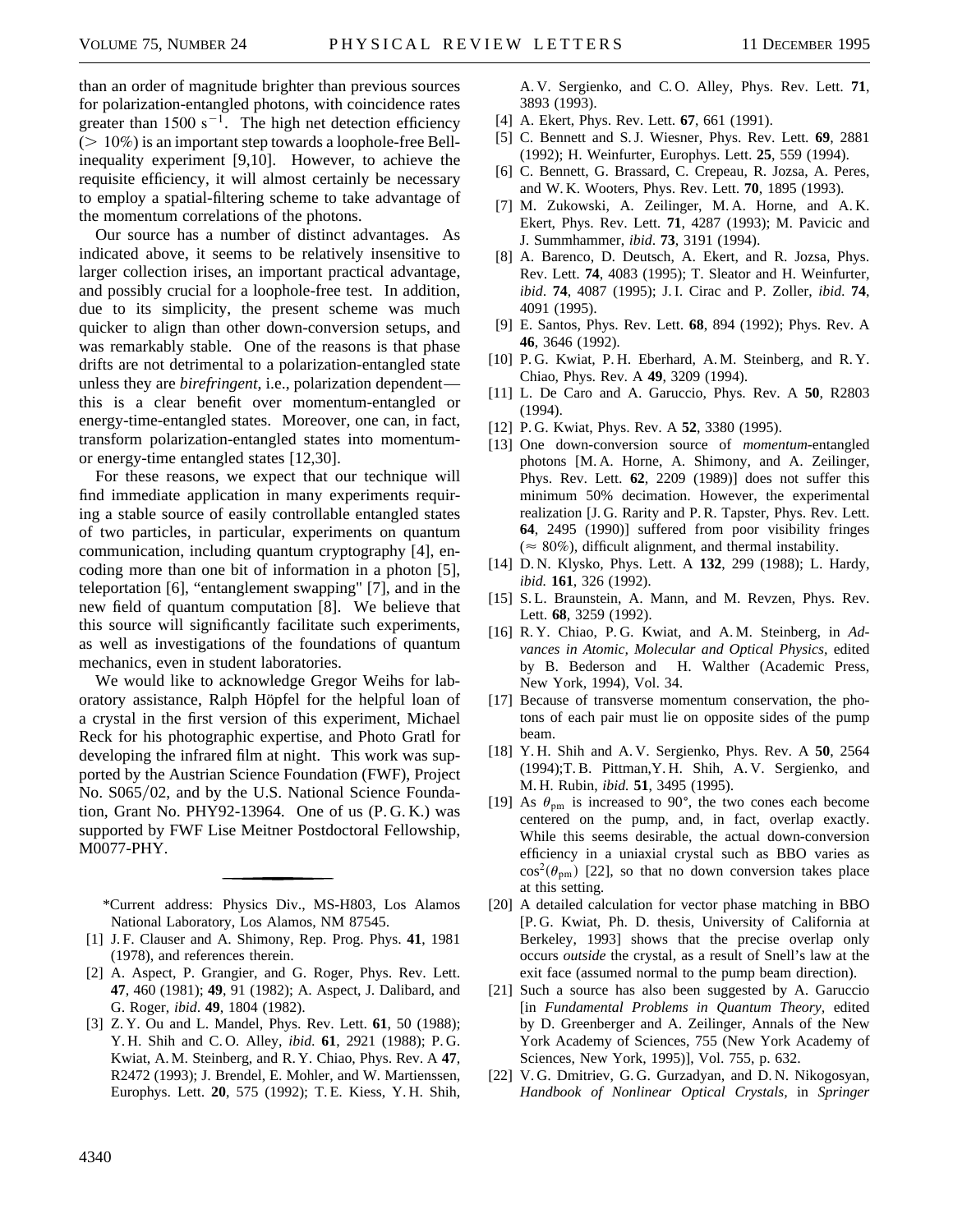than an order of magnitude brighter than previous sources for polarization-entangled photons, with coincidence rates greater than 1500 $s^{-1}$. The high net detection efficiency ($> 10\%$) is an important step towards a loophole-free Bell-inequality experiment [9,10]. However, to achieve the requisite efficiency, it will almost certainly be necessary to employ a spatial-filtering scheme to take advantage of the momentum correlations of the photons.

Our source has a number of distinct advantages. As indicated above, it seems to be relatively insensitive to larger collection irises, an important practical advantage, and possibly crucial for a loophole-free test. In addition, due to its simplicity, the present scheme was much quicker to align than other down-conversion setups, and was remarkably stable. One of the reasons is that phase drifts are not detrimental to a polarization-entangled state unless they are *birefringent*, i.e., polarization dependent—this is a clear benefit over momentum-entangled or energy-time-entangled states. Moreover, one can, in fact, transform polarization-entangled states into momentum- or energy-time entangled states [12,30].

For these reasons, we expect that our technique will find immediate application in many experiments requiring a stable source of easily controllable entangled states of two particles, in particular, experiments on quantum communication, including quantum cryptography [4], encoding more than one bit of information in a photon [5], teleportation [6], "entanglement swapping" [7], and in the new field of quantum computation [8]. We believe that this source will significantly facilitate such experiments, as well as investigations of the foundations of quantum mechanics, even in student laboratories.

We would like to acknowledge Gregor Weihs for laboratory assistance, Ralph Höpfel for the helpful loan of a crystal in the first version of this experiment, Michael Reck for his photographic expertise, and Photo Gratl for developing the infrared film at night. This work was supported by the Austrian Science Foundation (FWF), Project No. S065/02, and by the U.S. National Science Foundation, Grant No. PHY92-13964. One of us (P. G. K.) was supported by FWF Lise Meitner Postdoctoral Fellowship, M0077-PHY.

---

*Current address: Physics Div., MS-H803, Los Alamos National Laboratory, Los Alamos, NM 87545.

[1] J. F. Clauser and A. Shimony, Rep. Prog. Phys. **41**, 1981 (1978), and references therein.

[2] A. Aspect, P. Grangier, and G. Roger, Phys. Rev. Lett. **47**, 460 (1981); **49**, 91 (1982); A. Aspect, J. Dalibard, and G. Roger, *ibid.* **49**, 1804 (1982).

[3] Z. Y. Ou and L. Mandel, Phys. Rev. Lett. **61**, 50 (1988); Y. H. Shih and C. O. Alley, *ibid.* **61**, 2921 (1988); P. G. Kwiat, A. M. Steinberg, and R. Y. Chiao, Phys. Rev. A **47**, R2472 (1993); J. Brendel, E. Mohler, and W. Martienssen, Europhys. Lett. **20**, 575 (1992); T. E. Kiess, Y. H. Shih, A. V. Sergienko, and C. O. Alley, Phys. Rev. Lett. **71**, 3893 (1993).

[4] A. Ekert, Phys. Rev. Lett. **67**, 661 (1991).

[5] C. Bennett and S. J. Wiesner, Phys. Rev. Lett. **69**, 2881 (1992); H. Weinfurter, Europhys. Lett. **25**, 559 (1994).

[6] C. Bennett, G. Brassard, C. Crepeau, R. Jozsa, A. Peres, and W. K. Wooters, Phys. Rev. Lett. **70**, 1895 (1993).

[7] M. Zukowski, A. Zeilinger, M. A. Horne, and A. K. Ekert, Phys. Rev. Lett. **71**, 4287 (1993); M. Pavicic and J. Summhammer, *ibid.* **73**, 3191 (1994).

[8] A. Barenco, D. Deutsch, A. Ekert, and R. Jozsa, Phys. Rev. Lett. **74**, 4083 (1995); T. Sleator and H. Weinfurter, *ibid.* **74**, 4087 (1995); J. I. Cirac and P. Zoller, *ibid.* **74**, 4091 (1995).

[9] E. Santos, Phys. Rev. Lett. **68**, 894 (1992); Phys. Rev. A **46**, 3646 (1992).

[10] P. G. Kwiat, P. H. Eberhard, A. M. Steinberg, and R. Y. Chiao, Phys. Rev. A **49**, 3209 (1994).

[11] L. De Caro and A. Garuccio, Phys. Rev. A **50**, R2803 (1994).

[12] P. G. Kwiat, Phys. Rev. A **52**, 3380 (1995).

[13] One down-conversion source of *momentum*-entangled photons [M. A. Horne, A. Shimony, and A. Zeilinger, Phys. Rev. Lett. **62**, 2209 (1989)] does not suffer this minimum 50% decimation. However, the experimental realization [J. G. Rarity and P. R. Tapster, Phys. Rev. Lett. **64**, 2495 (1990)] suffered from poor visibility fringes ($\approx 80\%$), difficult alignment, and thermal instability.

[14] D. N. Klysko, Phys. Lett. A **132**, 299 (1988); L. Hardy, *ibid.* **161**, 326 (1992).

[15] S. L. Braunstein, A. Mann, and M. Revzen, Phys. Rev. Lett. **68**, 3259 (1992).

[16] R. Y. Chiao, P. G. Kwiat, and A. M. Steinberg, in *Advances in Atomic, Molecular and Optical Physics,* edited by B. Bederson and H. Walther (Academic Press, New York, 1994), Vol. 34.

[17] Because of transverse momentum conservation, the photons of each pair must lie on opposite sides of the pump beam.

[18] Y. H. Shih and A. V. Sergienko, Phys. Rev. A **50**, 2564 (1994);T. B. Pittman,Y. H. Shih, A. V. Sergienko, and M. H. Rubin, *ibid.* **51**, 3495 (1995).

[19] As $\theta_{\rm pm}$ is increased to 90°, the two cones each become centered on the pump, and, in fact, overlap exactly. While this seems desirable, the actual down-conversion efficiency in a uniaxial crystal such as BBO varies as $\cos^2(\theta_{\rm pm})$ [22], so that no down conversion takes place at this setting.

[20] A detailed calculation for vector phase matching in BBO [P. G. Kwiat, Ph. D. thesis, University of California at Berkeley, 1993] shows that the precise overlap only occurs *outside* the crystal, as a result of Snell's law at the exit face (assumed normal to the pump beam direction).

[21] Such a source has also been suggested by A. Garuccio [in *Fundamental Problems in Quantum Theory,* edited by D. Greenberger and A. Zeilinger, Annals of the New York Academy of Sciences, 755 (New York Academy of Sciences, New York, 1995)], Vol. 755, p. 632.

[22] V. G. Dmitriev, G. G. Gurzadyan, and D. N. Nikogosyan, *Handbook of Nonlinear Optical Crystals,* in *Springer*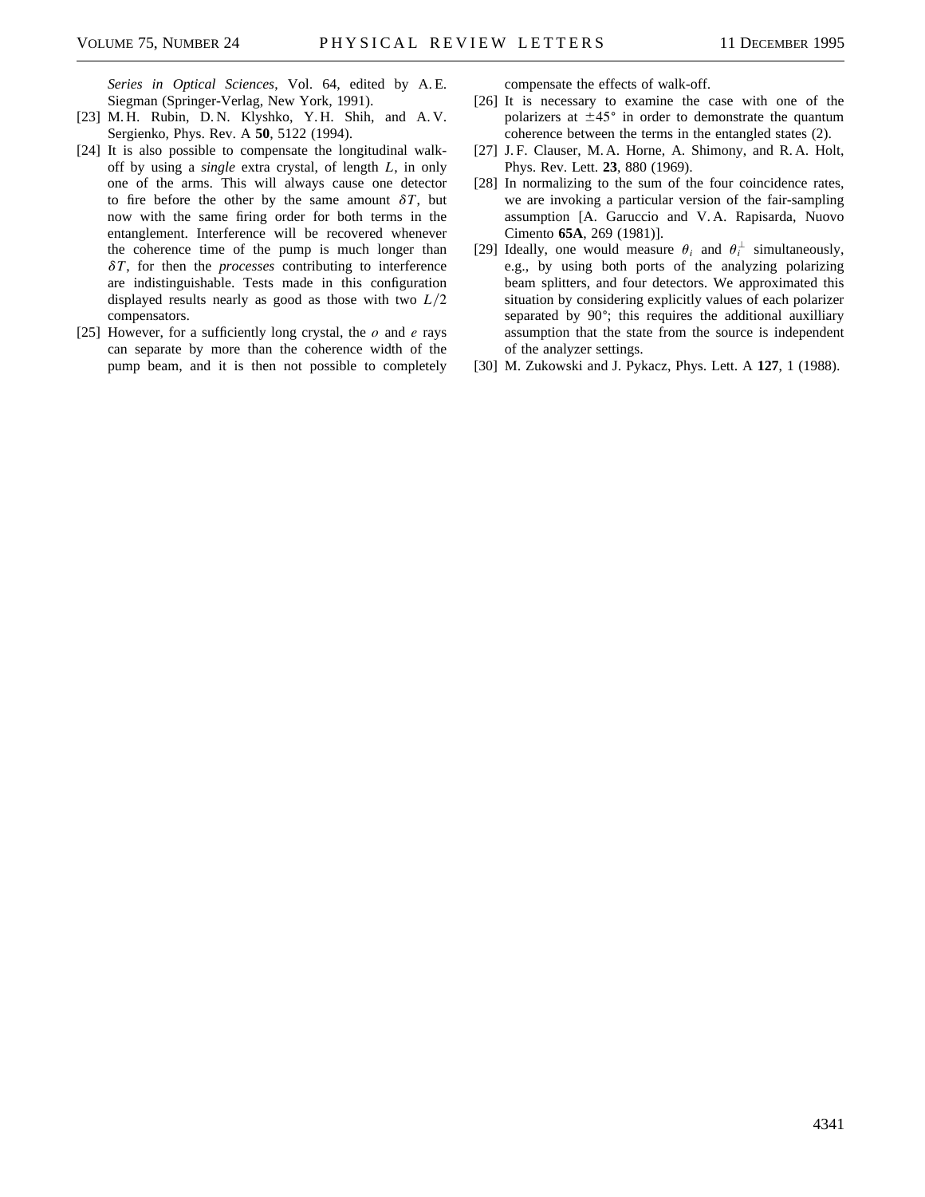*Series in Optical Sciences*, Vol. 64, edited by A. E. Siegman (Springer-Verlag, New York, 1991).

[23] M. H. Rubin, D. N. Klyshko, Y. H. Shih, and A. V. Sergienko, Phys. Rev. A **50**, 5122 (1994).

[24] It is also possible to compensate the longitudinal walk-off by using a *single* extra crystal, of length $L$, in only one of the arms. This will always cause one detector to fire before the other by the same amount $\delta T$, but now with the same firing order for both terms in the entanglement. Interference will be recovered whenever the coherence time of the pump is much longer than $\delta T$, for then the *processes* contributing to interference are indistinguishable. Tests made in this configuration displayed results nearly as good as those with two $L/2$ compensators.

[25] However, for a sufficiently long crystal, the $o$ and $e$ rays can separate by more than the coherence width of the pump beam, and it is then not possible to completely compensate the effects of walk-off.

[26] It is necessary to examine the case with one of the polarizers at $\pm 45°$ in order to demonstrate the quantum coherence between the terms in the entangled states (2).

[27] J. F. Clauser, M. A. Horne, A. Shimony, and R. A. Holt, Phys. Rev. Lett. **23**, 880 (1969).

[28] In normalizing to the sum of the four coincidence rates, we are invoking a particular version of the fair-sampling assumption [A. Garuccio and V. A. Rapisarda, Nuovo Cimento **65A**, 269 (1981)].

[29] Ideally, one would measure $\theta_i$ and $\theta_i^{\perp}$ simultaneously, e.g., by using both ports of the analyzing polarizing beam splitters, and four detectors. We approximated this situation by considering explicitly values of each polarizer separated by 90°; this requires the additional auxilliary assumption that the state from the source is independent of the analyzer settings.

[30] M. Zukowski and J. Pykacz, Phys. Lett. A **127**, 1 (1988).